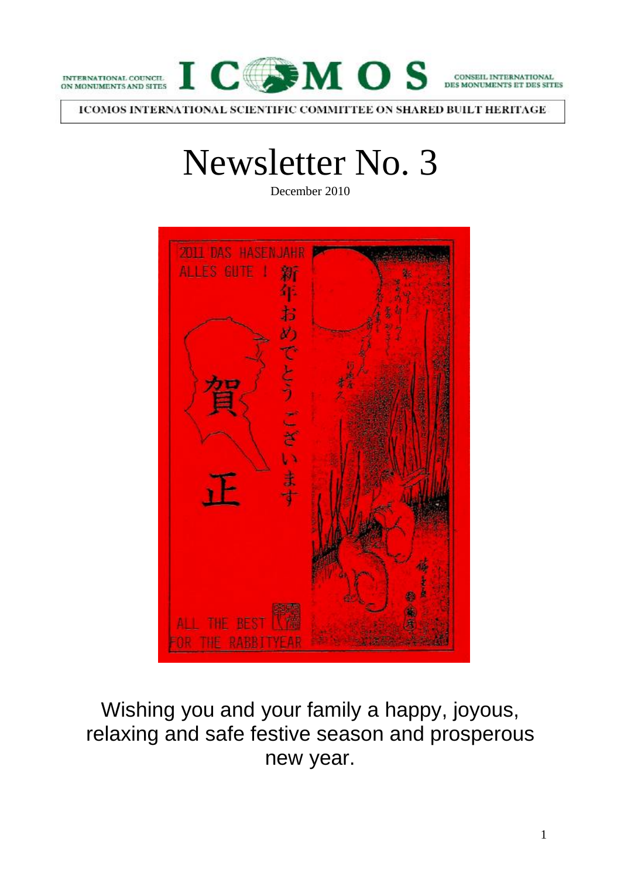INTERNATIONAL COUNCIL ON MONUMENTS AND SITES — ICOMOS — CONSEIL INTERNATIONAL DES MONUMENTS ET DES SITES

ICOMOS INTERNATIONAL SCIENTIFIC COMMITTEE ON SHARED BUILT HERITAGE

# Newsletter No. 3

December 2010

Wishing you and your family a happy, joyous, relaxing and safe festive season and prosperous new year.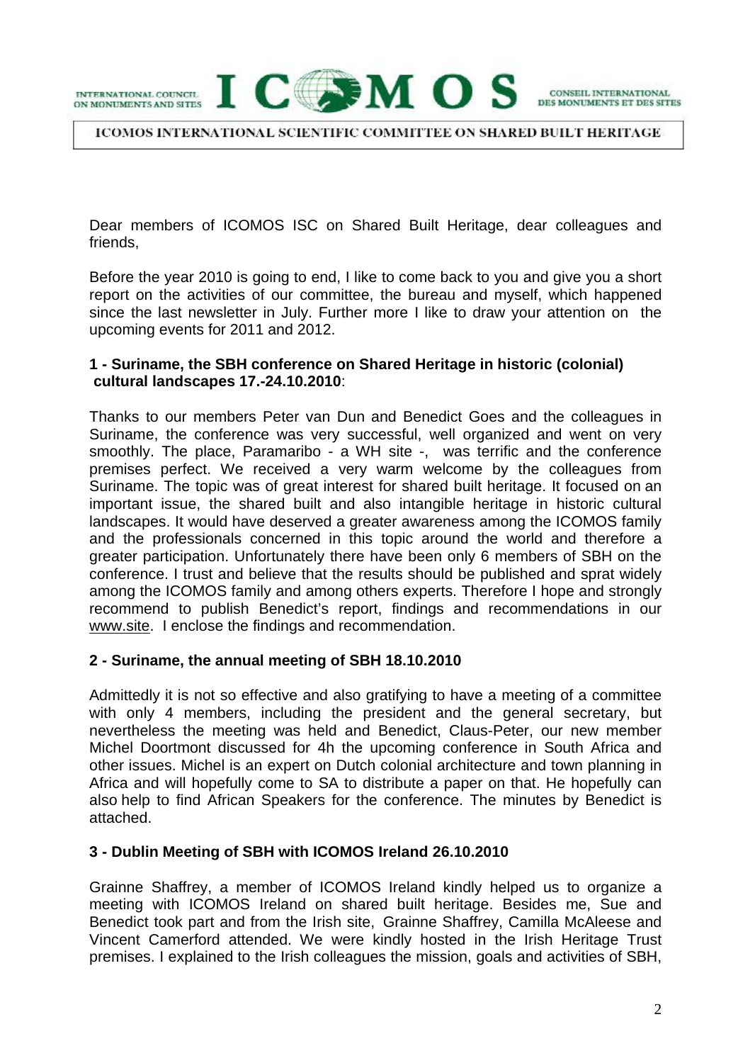Dear members of ICOMOS ISC on Shared Built Heritage, dear colleagues and friends,

Before the year 2010 is going to end, I like to come back to you and give you a short report on the activities of our committee, the bureau and myself, which happened since the last newsletter in July. Further more I like to draw your attention on the upcoming events for 2011 and 2012.

**1 - Suriname, the SBH conference on Shared Heritage in historic (colonial) cultural landscapes 17.-24.10.2010**:

Thanks to our members Peter van Dun and Benedict Goes and the colleagues in Suriname, the conference was very successful, well organized and went on very smoothly. The place, Paramaribo - a WH site -, was terrific and the conference premises perfect. We received a very warm welcome by the colleagues from Suriname. The topic was of great interest for shared built heritage. It focused on an important issue, the shared built and also intangible heritage in historic cultural landscapes. It would have deserved a greater awareness among the ICOMOS family and the professionals concerned in this topic around the world and therefore a greater participation. Unfortunately there have been only 6 members of SBH on the conference. I trust and believe that the results should be published and sprat widely among the ICOMOS family and among others experts. Therefore I hope and strongly recommend to publish Benedict's report, findings and recommendations in our www.site. I enclose the findings and recommendation.

**2 - Suriname, the annual meeting of SBH 18.10.2010**

Admittedly it is not so effective and also gratifying to have a meeting of a committee with only 4 members, including the president and the general secretary, but nevertheless the meeting was held and Benedict, Claus-Peter, our new member Michel Doortmont discussed for 4h the upcoming conference in South Africa and other issues. Michel is an expert on Dutch colonial architecture and town planning in Africa and will hopefully come to SA to distribute a paper on that. He hopefully can also help to find African Speakers for the conference. The minutes by Benedict is attached.

**3 - Dublin Meeting of SBH with ICOMOS Ireland 26.10.2010**

Grainne Shaffrey, a member of ICOMOS Ireland kindly helped us to organize a meeting with ICOMOS Ireland on shared built heritage. Besides me, Sue and Benedict took part and from the Irish site, Grainne Shaffrey, Camilla McAleese and Vincent Camerford attended. We were kindly hosted in the Irish Heritage Trust premises. I explained to the Irish colleagues the mission, goals and activities of SBH,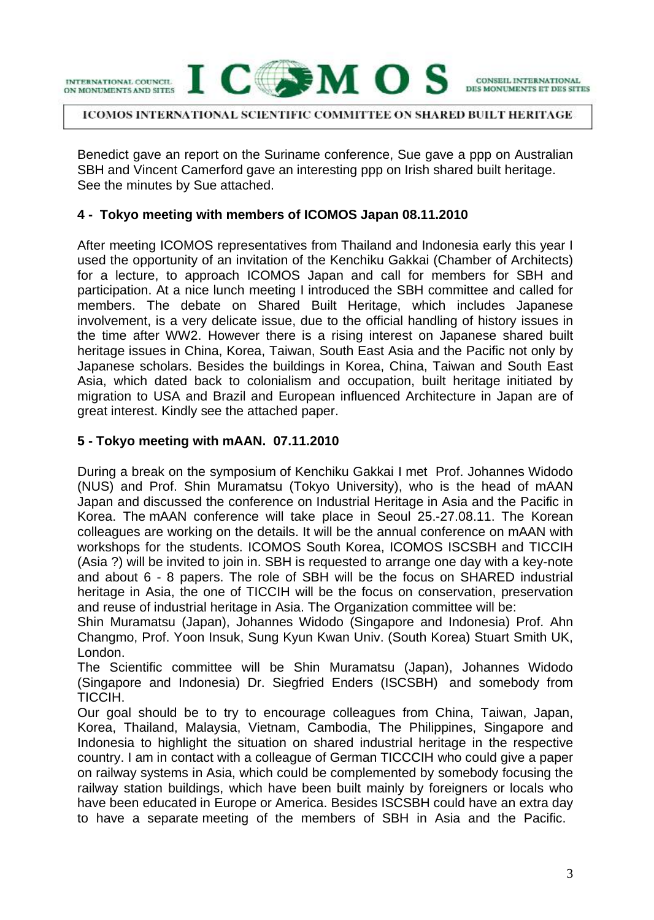Benedict gave an report on the Suriname conference, Sue gave a ppp on Australian SBH and Vincent Camerford gave an interesting ppp on Irish shared built heritage. See the minutes by Sue attached.

### 4 - Tokyo meeting with members of ICOMOS Japan 08.11.2010

After meeting ICOMOS representatives from Thailand and Indonesia early this year I used the opportunity of an invitation of the Kenchiku Gakkai (Chamber of Architects) for a lecture, to approach ICOMOS Japan and call for members for SBH and participation. At a nice lunch meeting I introduced the SBH committee and called for members. The debate on Shared Built Heritage, which includes Japanese involvement, is a very delicate issue, due to the official handling of history issues in the time after WW2. However there is a rising interest on Japanese shared built heritage issues in China, Korea, Taiwan, South East Asia and the Pacific not only by Japanese scholars. Besides the buildings in Korea, China, Taiwan and South East Asia, which dated back to colonialism and occupation, built heritage initiated by migration to USA and Brazil and European influenced Architecture in Japan are of great interest. Kindly see the attached paper.

### 5 - Tokyo meeting with mAAN. 07.11.2010

During a break on the symposium of Kenchiku Gakkai I met Prof. Johannes Widodo (NUS) and Prof. Shin Muramatsu (Tokyo University), who is the head of mAAN Japan and discussed the conference on Industrial Heritage in Asia and the Pacific in Korea. The mAAN conference will take place in Seoul 25.-27.08.11. The Korean colleagues are working on the details. It will be the annual conference on mAAN with workshops for the students. ICOMOS South Korea, ICOMOS ISCSBH and TICCIH (Asia ?) will be invited to join in. SBH is requested to arrange one day with a key-note and about 6 - 8 papers. The role of SBH will be the focus on SHARED industrial heritage in Asia, the one of TICCIH will be the focus on conservation, preservation and reuse of industrial heritage in Asia. The Organization committee will be:
Shin Muramatsu (Japan), Johannes Widodo (Singapore and Indonesia) Prof. Ahn Changmo, Prof. Yoon Insuk, Sung Kyun Kwan Univ. (South Korea) Stuart Smith UK, London.
The Scientific committee will be Shin Muramatsu (Japan), Johannes Widodo (Singapore and Indonesia) Dr. Siegfried Enders (ISCSBH) and somebody from TICCIH.
Our goal should be to try to encourage colleagues from China, Taiwan, Japan, Korea, Thailand, Malaysia, Vietnam, Cambodia, The Philippines, Singapore and Indonesia to highlight the situation on shared industrial heritage in the respective country. I am in contact with a colleague of German TICCCIH who could give a paper on railway systems in Asia, which could be complemented by somebody focusing the railway station buildings, which have been built mainly by foreigners or locals who have been educated in Europe or America. Besides ISCSBH could have an extra day to have a separate meeting of the members of SBH in Asia and the Pacific.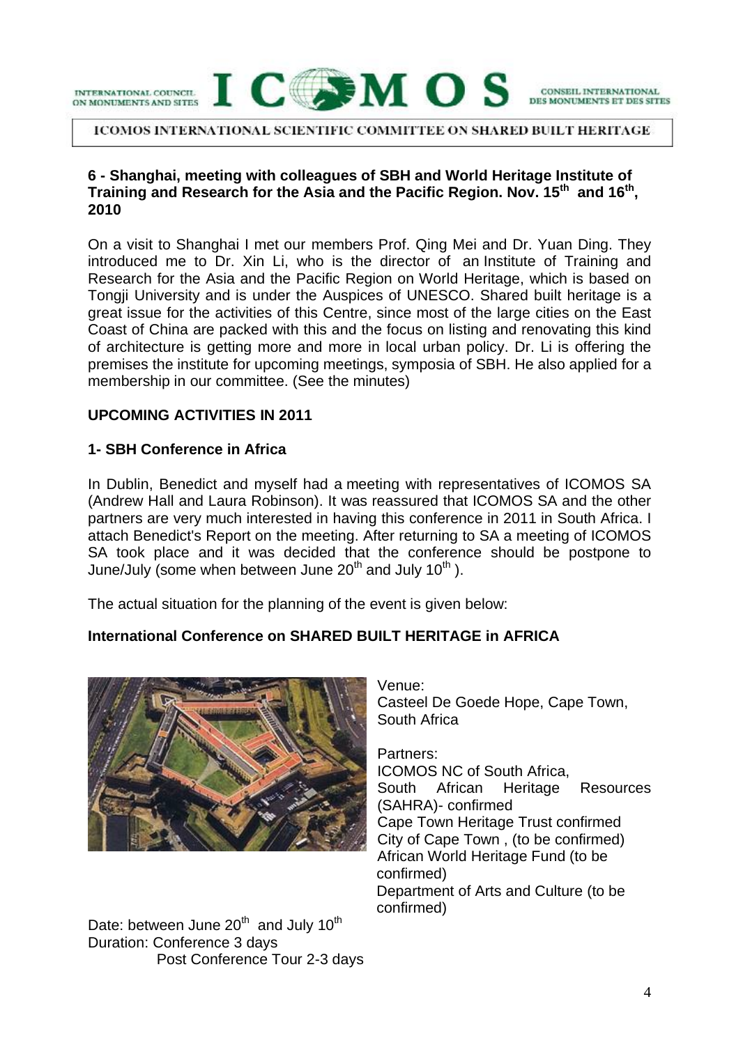**6 - Shanghai, meeting with colleagues of SBH and World Heritage Institute of Training and Research for the Asia and the Pacific Region. Nov. 15th and 16th, 2010**

On a visit to Shanghai I met our members Prof. Qing Mei and Dr. Yuan Ding. They introduced me to Dr. Xin Li, who is the director of an Institute of Training and Research for the Asia and the Pacific Region on World Heritage, which is based on Tongji University and is under the Auspices of UNESCO. Shared built heritage is a great issue for the activities of this Centre, since most of the large cities on the East Coast of China are packed with this and the focus on listing and renovating this kind of architecture is getting more and more in local urban policy. Dr. Li is offering the premises the institute for upcoming meetings, symposia of SBH. He also applied for a membership in our committee. (See the minutes)

**UPCOMING ACTIVITIES IN 2011**

**1- SBH Conference in Africa**

In Dublin, Benedict and myself had a meeting with representatives of ICOMOS SA (Andrew Hall and Laura Robinson). It was reassured that ICOMOS SA and the other partners are very much interested in having this conference in 2011 in South Africa. I attach Benedict's Report on the meeting. After returning to SA a meeting of ICOMOS SA took place and it was decided that the conference should be postpone to June/July (some when between June 20th and July 10th ).

The actual situation for the planning of the event is given below:

**International Conference on SHARED BUILT HERITAGE in AFRICA**

Venue:
Casteel De Goede Hope, Cape Town, South Africa

Partners:
ICOMOS NC of South Africa,
South African Heritage Resources (SAHRA)- confirmed
Cape Town Heritage Trust confirmed
City of Cape Town , (to be confirmed)
African World Heritage Fund (to be confirmed)
Department of Arts and Culture (to be confirmed)

Date: between June 20th and July 10th
Duration: Conference 3 days
Post Conference Tour 2-3 days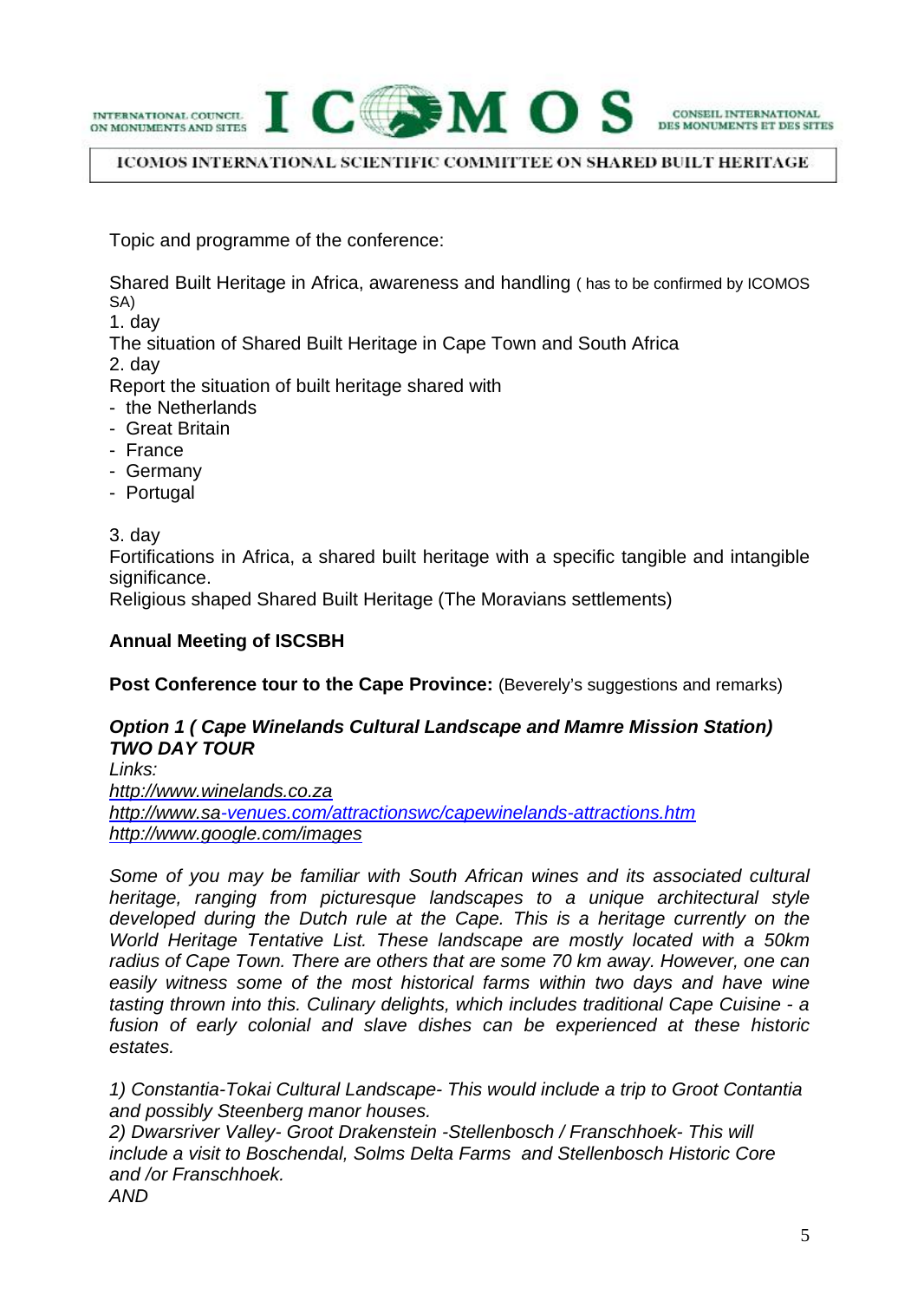Topic and programme of the conference:

Shared Built Heritage in Africa, awareness and handling ( has to be confirmed by ICOMOS SA)

1. day

The situation of Shared Built Heritage in Cape Town and South Africa

2. day

Report the situation of built heritage shared with

- the Netherlands
- Great Britain
- France
- Germany
- Portugal

3. day

Fortifications in Africa, a shared built heritage with a specific tangible and intangible significance.

Religious shaped Shared Built Heritage (The Moravians settlements)

**Annual Meeting of ISCSBH**

**Post Conference tour to the Cape Province:** (Beverely's suggestions and remarks)

***Option 1 ( Cape Winelands Cultural Landscape and Mamre Mission Station)***
***TWO DAY TOUR***

*Links:*
*http://www.winelands.co.za*
*http://www.sa-venues.com/attractionswc/capewinelands-attractions.htm*
*http://www.google.com/images*

*Some of you may be familiar with South African wines and its associated cultural heritage, ranging from picturesque landscapes to a unique architectural style developed during the Dutch rule at the Cape. This is a heritage currently on the World Heritage Tentative List. These landscape are mostly located with a 50km radius of Cape Town. There are others that are some 70 km away. However, one can easily witness some of the most historical farms within two days and have wine tasting thrown into this. Culinary delights, which includes traditional Cape Cuisine - a fusion of early colonial and slave dishes can be experienced at these historic estates.*

*1) Constantia-Tokai Cultural Landscape- This would include a trip to Groot Contantia and possibly Steenberg manor houses.*
*2) Dwarsriver Valley- Groot Drakenstein -Stellenbosch / Franschhoek- This will include a visit to Boschendal, Solms Delta Farms and Stellenbosch Historic Core and /or Franschhoek.*
*AND*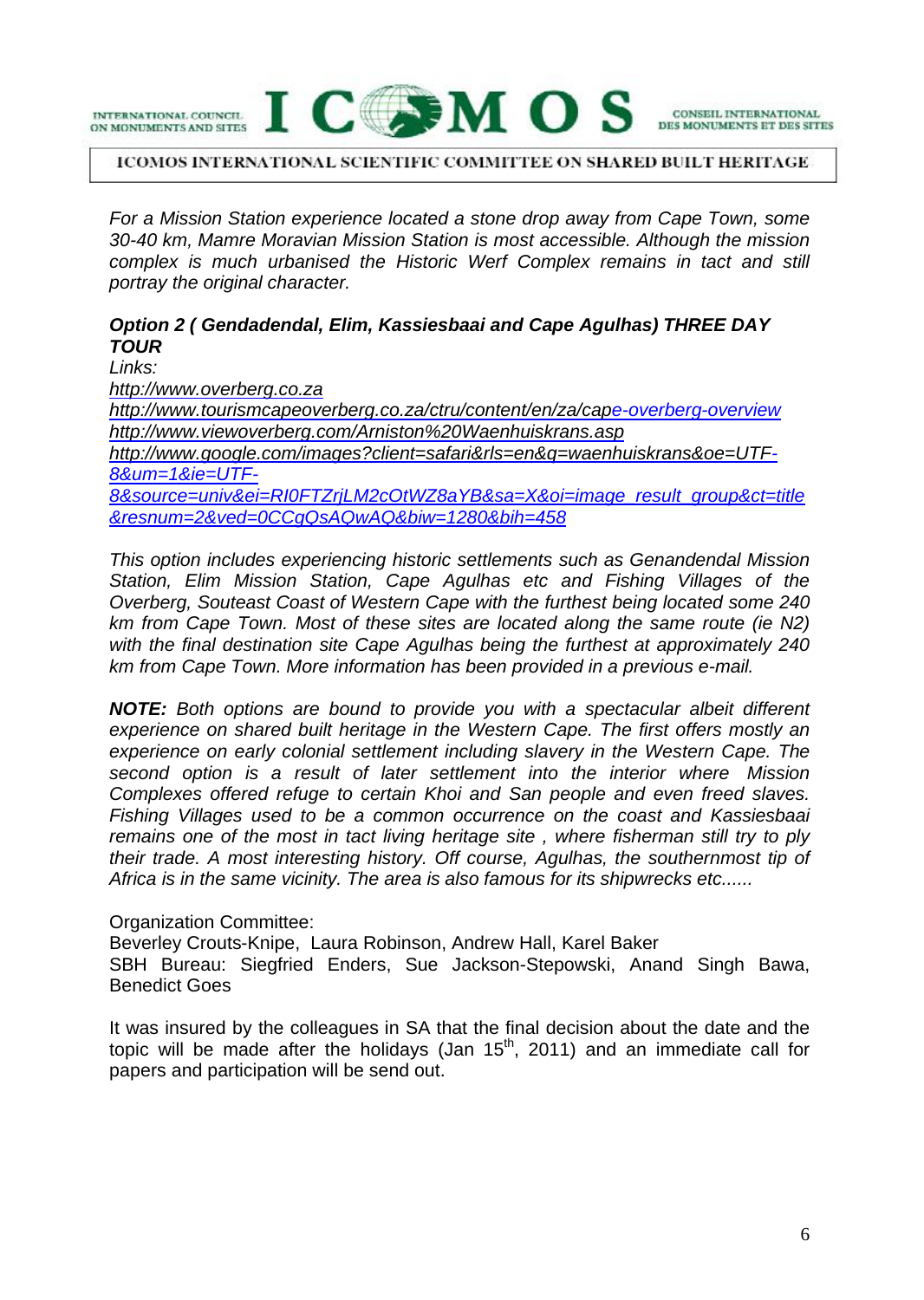*For a Mission Station experience located a stone drop away from Cape Town, some 30-40 km, Mamre Moravian Mission Station is most accessible. Although the mission complex is much urbanised the Historic Werf Complex remains in tact and still portray the original character.*

***Option 2 ( Gendadendal, Elim, Kassiesbaai and Cape Agulhas) THREE DAY TOUR***

*Links:*

*http://www.overberg.co.za*

*http://www.tourismcapeoverberg.co.za/ctru/content/en/za/cape-overberg-overview*

*http://www.viewoverberg.com/Arniston%20Waenhuiskrans.asp*

*http://www.google.com/images?client=safari&rls=en&q=waenhuiskrans&oe=UTF-8&um=1&ie=UTF-8&source=univ&ei=RI0FTZrjLM2cOtWZ8aYB&sa=X&oi=image_result_group&ct=title&resnum=2&ved=0CCgQsAQwAQ&biw=1280&bih=458*

*This option includes experiencing historic settlements such as Genandendal Mission Station, Elim Mission Station, Cape Agulhas etc and Fishing Villages of the Overberg, Souteast Coast of Western Cape with the furthest being located some 240 km from Cape Town. Most of these sites are located along the same route (ie N2) with the final destination site Cape Agulhas being the furthest at approximately 240 km from Cape Town. More information has been provided in a previous e-mail.*

***NOTE:** Both options are bound to provide you with a spectacular albeit different experience on shared built heritage in the Western Cape. The first offers mostly an experience on early colonial settlement including slavery in the Western Cape. The second option is a result of later settlement into the interior where Mission Complexes offered refuge to certain Khoi and San people and even freed slaves. Fishing Villages used to be a common occurrence on the coast and Kassiesbaai remains one of the most in tact living heritage site , where fisherman still try to ply their trade. A most interesting history. Off course, Agulhas, the southernmost tip of Africa is in the same vicinity. The area is also famous for its shipwrecks etc......*

Organization Committee:
Beverley Crouts-Knipe, Laura Robinson, Andrew Hall, Karel Baker
SBH Bureau: Siegfried Enders, Sue Jackson-Stepowski, Anand Singh Bawa, Benedict Goes

It was insured by the colleagues in SA that the final decision about the date and the topic will be made after the holidays (Jan 15th, 2011) and an immediate call for papers and participation will be send out.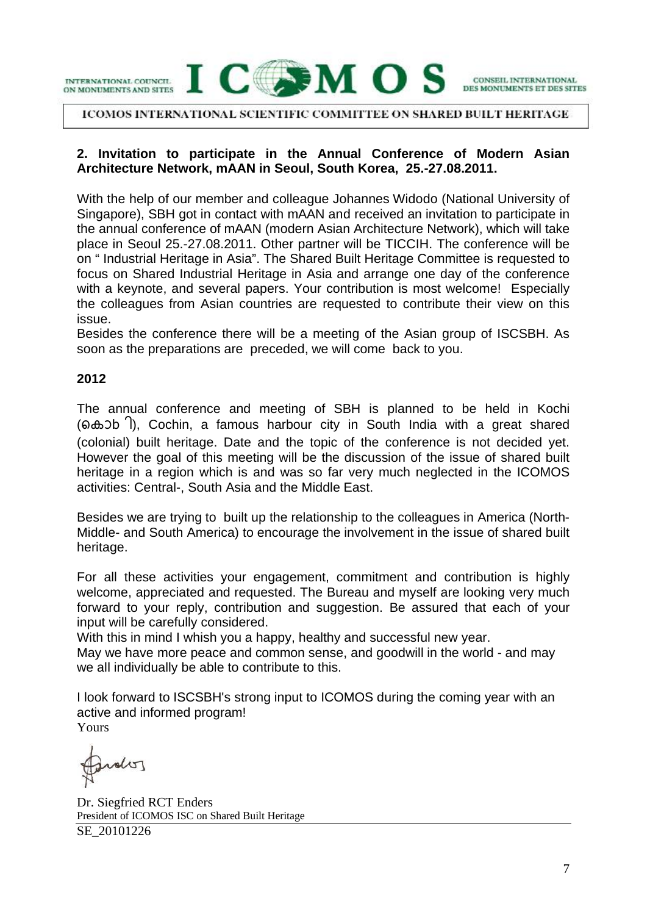**2. Invitation to participate in the Annual Conference of Modern Asian Architecture Network, mAAN in Seoul, South Korea, 25.-27.08.2011.**

With the help of our member and colleague Johannes Widodo (National University of Singapore), SBH got in contact with mAAN and received an invitation to participate in the annual conference of mAAN (modern Asian Architecture Network), which will take place in Seoul 25.-27.08.2011. Other partner will be TICCIH. The conference will be on " Industrial Heritage in Asia". The Shared Built Heritage Committee is requested to focus on Shared Industrial Heritage in Asia and arrange one day of the conference with a keynote, and several papers. Your contribution is most welcome! Especially the colleagues from Asian countries are requested to contribute their view on this issue.

Besides the conference there will be a meeting of the Asian group of ISCSBH. As soon as the preparations are preceded, we will come back to you.

**2012**

The annual conference and meeting of SBH is planned to be held in Kochi (കൊച്ചി), Cochin, a famous harbour city in South India with a great shared (colonial) built heritage. Date and the topic of the conference is not decided yet. However the goal of this meeting will be the discussion of the issue of shared built heritage in a region which is and was so far very much neglected in the ICOMOS activities: Central-, South Asia and the Middle East.

Besides we are trying to built up the relationship to the colleagues in America (North-Middle- and South America) to encourage the involvement in the issue of shared built heritage.

For all these activities your engagement, commitment and contribution is highly welcome, appreciated and requested. The Bureau and myself are looking very much forward to your reply, contribution and suggestion. Be assured that each of your input will be carefully considered.

With this in mind I whish you a happy, healthy and successful new year.

May we have more peace and common sense, and goodwill in the world - and may we all individually be able to contribute to this.

I look forward to ISCSBH's strong input to ICOMOS during the coming year with an active and informed program!

Yours

Dr. Siegfried RCT Enders
President of ICOMOS ISC on Shared Built Heritage

SE_20101226